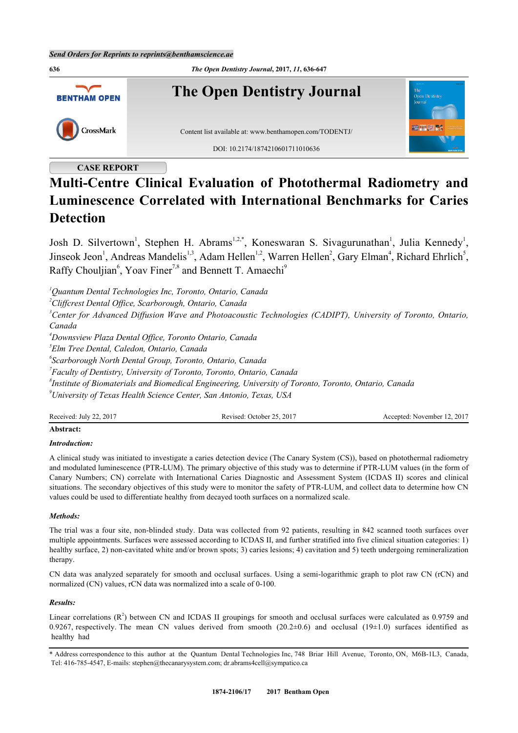Send Orders for Reprints to reprints@benthamscience.ae

CASE REPORT

# Multi-Centre Clinical Evaluation of Photothermal Radiometry and Luminescence Correlated with International Benchmarks for Caries Detection

Josh D. Silvertown[1], Stephen H. Abrams[1,2,*], Koneswaran S. Sivagurunathan[1], Julia Kennedy[1], Jinseok Jeon[1], Andreas Mandelis[1,3], Adam Hellen[1,2], Warren Hellen[2], Gary Elman[4], Richard Ehrlich[5], Raffy Chouljian[6], Yoav Finer[7,8] and Bennett T. Amaechi[9]

[1]*Quantum Dental Technologies Inc, Toronto, Ontario, Canada*
[2]*Cliffcrest Dental Office, Scarborough, Ontario, Canada*
[3]*Center for Advanced Diffusion Wave and Photoacoustic Technologies (CADIPT), University of Toronto, Ontario, Canada*
[4]*Downsview Plaza Dental Office, Toronto Ontario, Canada*
[5]*Elm Tree Dental, Caledon, Ontario, Canada*
[6]*Scarborough North Dental Group, Toronto, Ontario, Canada*
[7]*Faculty of Dentistry, University of Toronto, Toronto, Ontario, Canada*
[8]*Institute of Biomaterials and Biomedical Engineering, University of Toronto, Toronto, Ontario, Canada*
[9]*University of Texas Health Science Center, San Antonio, Texas, USA*

Received: July 22, 2017 | Revised: October 25, 2017 | Accepted: November 12, 2017

**Abstract:**

***Introduction:***

A clinical study was initiated to investigate a caries detection device (The Canary System (CS)), based on photothermal radiometry and modulated luminescence (PTR-LUM). The primary objective of this study was to determine if PTR-LUM values (in the form of Canary Numbers; CN) correlate with International Caries Diagnostic and Assessment System (ICDAS II) scores and clinical situations. The secondary objectives of this study were to monitor the safety of PTR-LUM, and collect data to determine how CN values could be used to differentiate healthy from decayed tooth surfaces on a normalized scale.

***Methods:***

The trial was a four site, non-blinded study. Data was collected from 92 patients, resulting in 842 scanned tooth surfaces over multiple appointments. Surfaces were assessed according to ICDAS II, and further stratified into five clinical situation categories: 1) healthy surface, 2) non-cavitated white and/or brown spots; 3) caries lesions; 4) cavitation and 5) teeth undergoing remineralization therapy.

CN data was analyzed separately for smooth and occlusal surfaces. Using a semi-logarithmic graph to plot raw CN (rCN) and normalized (CN) values, rCN data was normalized into a scale of 0-100.

***Results:***

Linear correlations ($R^2$) between CN and ICDAS II groupings for smooth and occlusal surfaces were calculated as 0.9759 and 0.9267, respectively. The mean CN values derived from smooth (20.2±0.6) and occlusal (19±1.0) surfaces identified as healthy had

\* Address correspondence to this author at the Quantum Dental Technologies Inc, 748 Briar Hill Avenue, Toronto, ON, M6B-1L3, Canada, Tel: 416-785-4547, E-mails: stephen@thecanarysystem.com; dr.abrams4cell@sympatico.ca

1874-2106/17 2017 Bentham Open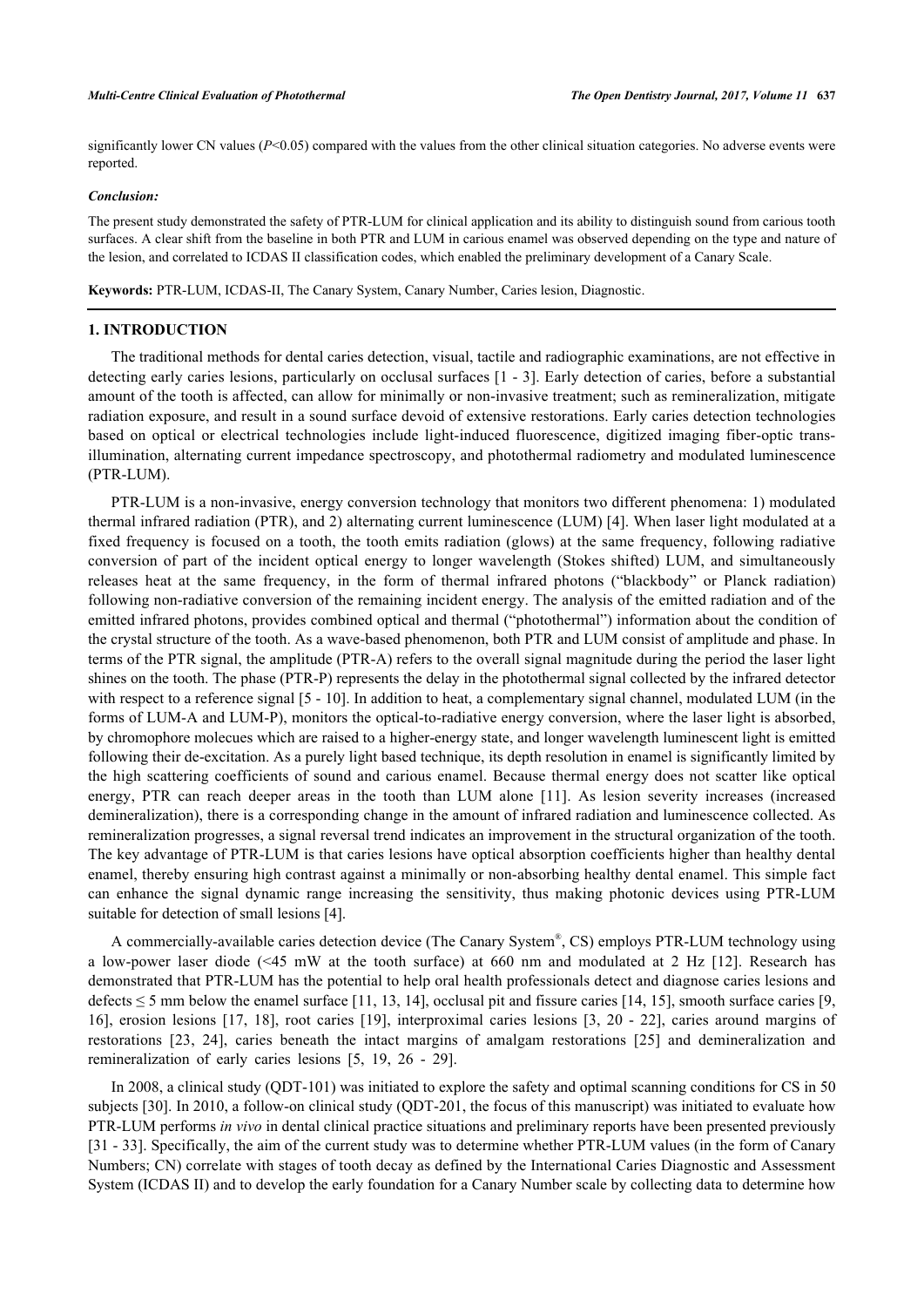significantly lower CN values ($P<0.05$) compared with the values from the other clinical situation categories. No adverse events were reported.

### *Conclusion:*

The present study demonstrated the safety of PTR-LUM for clinical application and its ability to distinguish sound from carious tooth surfaces. A clear shift from the baseline in both PTR and LUM in carious enamel was observed depending on the type and nature of the lesion, and correlated to ICDAS II classification codes, which enabled the preliminary development of a Canary Scale.

**Keywords:** PTR-LUM, ICDAS-II, The Canary System, Canary Number, Caries lesion, Diagnostic.

## 1. INTRODUCTION

The traditional methods for dental caries detection, visual, tactile and radiographic examinations, are not effective in detecting early caries lesions, particularly on occlusal surfaces [1 - 3]. Early detection of caries, before a substantial amount of the tooth is affected, can allow for minimally or non-invasive treatment; such as remineralization, mitigate radiation exposure, and result in a sound surface devoid of extensive restorations. Early caries detection technologies based on optical or electrical technologies include light-induced fluorescence, digitized imaging fiber-optic trans-illumination, alternating current impedance spectroscopy, and photothermal radiometry and modulated luminescence (PTR-LUM).

PTR-LUM is a non-invasive, energy conversion technology that monitors two different phenomena: 1) modulated thermal infrared radiation (PTR), and 2) alternating current luminescence (LUM) [4]. When laser light modulated at a fixed frequency is focused on a tooth, the tooth emits radiation (glows) at the same frequency, following radiative conversion of part of the incident optical energy to longer wavelength (Stokes shifted) LUM, and simultaneously releases heat at the same frequency, in the form of thermal infrared photons ("blackbody" or Planck radiation) following non-radiative conversion of the remaining incident energy. The analysis of the emitted radiation and of the emitted infrared photons, provides combined optical and thermal ("photothermal") information about the condition of the crystal structure of the tooth. As a wave-based phenomenon, both PTR and LUM consist of amplitude and phase. In terms of the PTR signal, the amplitude (PTR-A) refers to the overall signal magnitude during the period the laser light shines on the tooth. The phase (PTR-P) represents the delay in the photothermal signal collected by the infrared detector with respect to a reference signal [5 - 10]. In addition to heat, a complementary signal channel, modulated LUM (in the forms of LUM-A and LUM-P), monitors the optical-to-radiative energy conversion, where the laser light is absorbed, by chromophore molecules which are raised to a higher-energy state, and longer wavelength luminescent light is emitted following their de-excitation. As a purely light based technique, its depth resolution in enamel is significantly limited by the high scattering coefficients of sound and carious enamel. Because thermal energy does not scatter like optical energy, PTR can reach deeper areas in the tooth than LUM alone [11]. As lesion severity increases (increased demineralization), there is a corresponding change in the amount of infrared radiation and luminescence collected. As remineralization progresses, a signal reversal trend indicates an improvement in the structural organization of the tooth. The key advantage of PTR-LUM is that caries lesions have optical absorption coefficients higher than healthy dental enamel, thereby ensuring high contrast against a minimally or non-absorbing healthy dental enamel. This simple fact can enhance the signal dynamic range increasing the sensitivity, thus making photonic devices using PTR-LUM suitable for detection of small lesions [4].

A commercially-available caries detection device (The Canary System®, CS) employs PTR-LUM technology using a low-power laser diode (<45 mW at the tooth surface) at 660 nm and modulated at 2 Hz [12]. Research has demonstrated that PTR-LUM has the potential to help oral health professionals detect and diagnose caries lesions and defects ≤ 5 mm below the enamel surface [11, 13, 14], occlusal pit and fissure caries [14, 15], smooth surface caries [9, 16], erosion lesions [17, 18], root caries [19], interproximal caries lesions [3, 20 - 22], caries around margins of restorations [23, 24], caries beneath the intact margins of amalgam restorations [25] and demineralization and remineralization of early caries lesions [5, 19, 26 - 29].

In 2008, a clinical study (QDT-101) was initiated to explore the safety and optimal scanning conditions for CS in 50 subjects [30]. In 2010, a follow-on clinical study (QDT-201, the focus of this manuscript) was initiated to evaluate how PTR-LUM performs *in vivo* in dental clinical practice situations and preliminary reports have been presented previously [31 - 33]. Specifically, the aim of the current study was to determine whether PTR-LUM values (in the form of Canary Numbers; CN) correlate with stages of tooth decay as defined by the International Caries Diagnostic and Assessment System (ICDAS II) and to develop the early foundation for a Canary Number scale by collecting data to determine how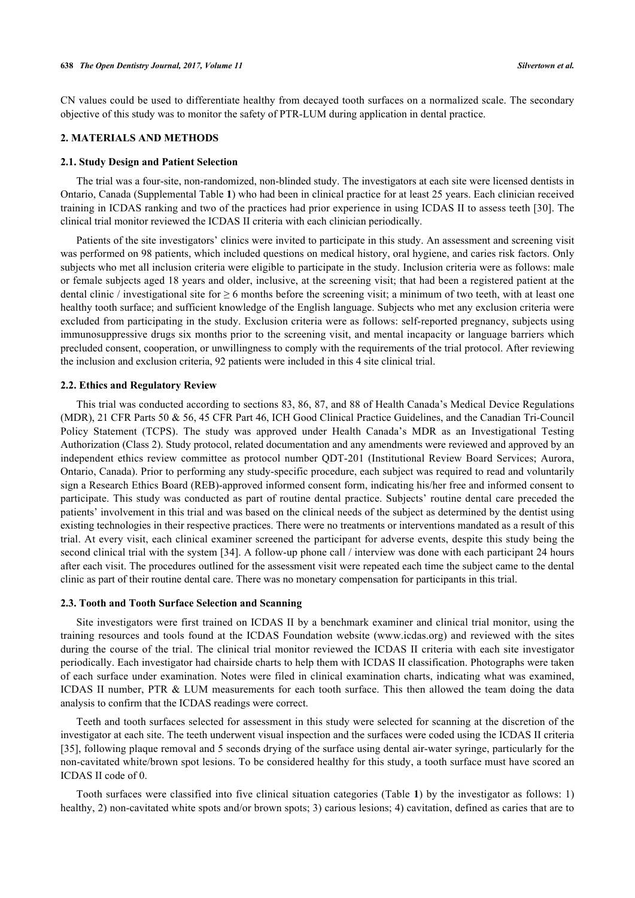CN values could be used to differentiate healthy from decayed tooth surfaces on a normalized scale. The secondary objective of this study was to monitor the safety of PTR-LUM during application in dental practice.

## 2. MATERIALS AND METHODS

### 2.1. Study Design and Patient Selection

The trial was a four-site, non-randomized, non-blinded study. The investigators at each site were licensed dentists in Ontario, Canada (Supplemental Table **1**) who had been in clinical practice for at least 25 years. Each clinician received training in ICDAS ranking and two of the practices had prior experience in using ICDAS II to assess teeth [30]. The clinical trial monitor reviewed the ICDAS II criteria with each clinician periodically.

Patients of the site investigators' clinics were invited to participate in this study. An assessment and screening visit was performed on 98 patients, which included questions on medical history, oral hygiene, and caries risk factors. Only subjects who met all inclusion criteria were eligible to participate in the study. Inclusion criteria were as follows: male or female subjects aged 18 years and older, inclusive, at the screening visit; that had been a registered patient at the dental clinic / investigational site for ≥ 6 months before the screening visit; a minimum of two teeth, with at least one healthy tooth surface; and sufficient knowledge of the English language. Subjects who met any exclusion criteria were excluded from participating in the study. Exclusion criteria were as follows: self-reported pregnancy, subjects using immunosuppressive drugs six months prior to the screening visit, and mental incapacity or language barriers which precluded consent, cooperation, or unwillingness to comply with the requirements of the trial protocol. After reviewing the inclusion and exclusion criteria, 92 patients were included in this 4 site clinical trial.

### 2.2. Ethics and Regulatory Review

This trial was conducted according to sections 83, 86, 87, and 88 of Health Canada's Medical Device Regulations (MDR), 21 CFR Parts 50 & 56, 45 CFR Part 46, ICH Good Clinical Practice Guidelines, and the Canadian Tri-Council Policy Statement (TCPS). The study was approved under Health Canada's MDR as an Investigational Testing Authorization (Class 2). Study protocol, related documentation and any amendments were reviewed and approved by an independent ethics review committee as protocol number QDT-201 (Institutional Review Board Services; Aurora, Ontario, Canada). Prior to performing any study-specific procedure, each subject was required to read and voluntarily sign a Research Ethics Board (REB)-approved informed consent form, indicating his/her free and informed consent to participate. This study was conducted as part of routine dental practice. Subjects' routine dental care preceded the patients' involvement in this trial and was based on the clinical needs of the subject as determined by the dentist using existing technologies in their respective practices. There were no treatments or interventions mandated as a result of this trial. At every visit, each clinical examiner screened the participant for adverse events, despite this study being the second clinical trial with the system [34]. A follow-up phone call / interview was done with each participant 24 hours after each visit. The procedures outlined for the assessment visit were repeated each time the subject came to the dental clinic as part of their routine dental care. There was no monetary compensation for participants in this trial.

### 2.3. Tooth and Tooth Surface Selection and Scanning

Site investigators were first trained on ICDAS II by a benchmark examiner and clinical trial monitor, using the training resources and tools found at the ICDAS Foundation website (www.icdas.org) and reviewed with the sites during the course of the trial. The clinical trial monitor reviewed the ICDAS II criteria with each site investigator periodically. Each investigator had chairside charts to help them with ICDAS II classification. Photographs were taken of each surface under examination. Notes were filed in clinical examination charts, indicating what was examined, ICDAS II number, PTR & LUM measurements for each tooth surface. This then allowed the team doing the data analysis to confirm that the ICDAS readings were correct.

Teeth and tooth surfaces selected for assessment in this study were selected for scanning at the discretion of the investigator at each site. The teeth underwent visual inspection and the surfaces were coded using the ICDAS II criteria [35], following plaque removal and 5 seconds drying of the surface using dental air-water syringe, particularly for the non-cavitated white/brown spot lesions. To be considered healthy for this study, a tooth surface must have scored an ICDAS II code of 0.

Tooth surfaces were classified into five clinical situation categories (Table **1**) by the investigator as follows: 1) healthy, 2) non-cavitated white spots and/or brown spots; 3) carious lesions; 4) cavitation, defined as caries that are to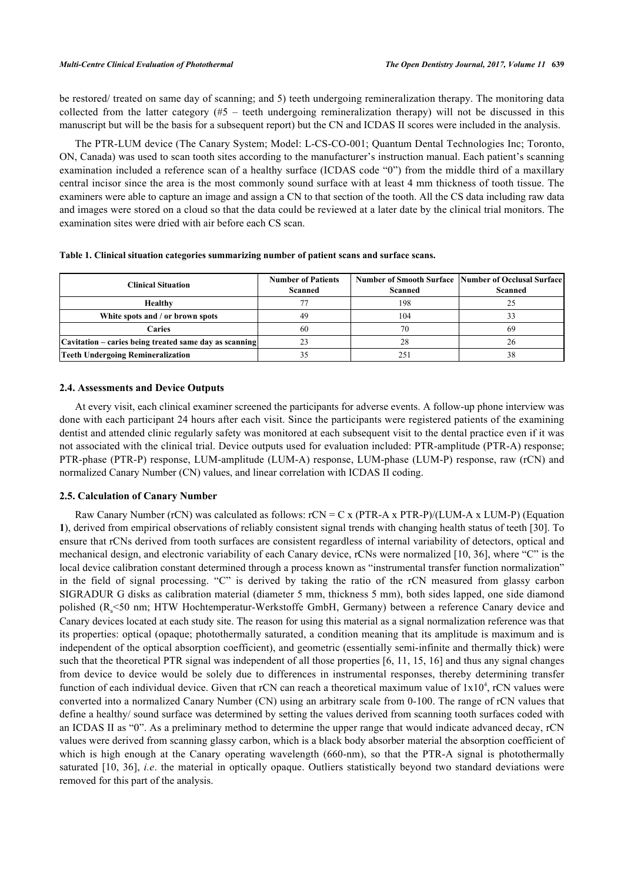be restored/ treated on same day of scanning; and 5) teeth undergoing remineralization therapy. The monitoring data collected from the latter category (#5 – teeth undergoing remineralization therapy) will not be discussed in this manuscript but will be the basis for a subsequent report) but the CN and ICDAS II scores were included in the analysis.

The PTR-LUM device (The Canary System; Model: L-CS-CO-001; Quantum Dental Technologies Inc; Toronto, ON, Canada) was used to scan tooth sites according to the manufacturer's instruction manual. Each patient's scanning examination included a reference scan of a healthy surface (ICDAS code "0") from the middle third of a maxillary central incisor since the area is the most commonly sound surface with at least 4 mm thickness of tooth tissue. The examiners were able to capture an image and assign a CN to that section of the tooth. All the CS data including raw data and images were stored on a cloud so that the data could be reviewed at a later date by the clinical trial monitors. The examination sites were dried with air before each CS scan.

**Table 1. Clinical situation categories summarizing number of patient scans and surface scans.**

| Clinical Situation | Number of Patients Scanned | Number of Smooth Surface Scanned | Number of Occlusal Surface Scanned |
|---|---|---|---|
| **Healthy** | 77 | 198 | 25 |
| **White spots and / or brown spots** | 49 | 104 | 33 |
| **Caries** | 60 | 70 | 69 |
| **Cavitation – caries being treated same day as scanning** | 23 | 28 | 26 |
| **Teeth Undergoing Remineralization** | 35 | 251 | 38 |

### 2.4. Assessments and Device Outputs

At every visit, each clinical examiner screened the participants for adverse events. A follow-up phone interview was done with each participant 24 hours after each visit. Since the participants were registered patients of the examining dentist and attended clinic regularly safety was monitored at each subsequent visit to the dental practice even if it was not associated with the clinical trial. Device outputs used for evaluation included: PTR-amplitude (PTR-A) response; PTR-phase (PTR-P) response, LUM-amplitude (LUM-A) response, LUM-phase (LUM-P) response, raw (rCN) and normalized Canary Number (CN) values, and linear correlation with ICDAS II coding.

### 2.5. Calculation of Canary Number

Raw Canary Number (rCN) was calculated as follows: rCN = C x (PTR-A x PTR-P)/(LUM-A x LUM-P) (Equation **1**), derived from empirical observations of reliably consistent signal trends with changing health status of teeth [30]. To ensure that rCNs derived from tooth surfaces are consistent regardless of internal variability of detectors, optical and mechanical design, and electronic variability of each Canary device, rCNs were normalized [10, 36], where "C" is the local device calibration constant determined through a process known as "instrumental transfer function normalization" in the field of signal processing. "C" is derived by taking the ratio of the rCN measured from glassy carbon SIGRADUR G disks as calibration material (diameter 5 mm, thickness 5 mm), both sides lapped, one side diamond polished ($R_a$<50 nm; HTW Hochtemperatur-Werkstoffe GmbH, Germany) between a reference Canary device and Canary devices located at each study site. The reason for using this material as a signal normalization reference was that its properties: optical (opaque; photothermally saturated, a condition meaning that its amplitude is maximum and is independent of the optical absorption coefficient), and geometric (essentially semi-infinite and thermally thick) were such that the theoretical PTR signal was independent of all those properties [6, 11, 15, 16] and thus any signal changes from device to device would be solely due to differences in instrumental responses, thereby determining transfer function of each individual device. Given that rCN can reach a theoretical maximum value of $1x10^4$, rCN values were converted into a normalized Canary Number (CN) using an arbitrary scale from 0-100. The range of rCN values that define a healthy/ sound surface was determined by setting the values derived from scanning tooth surfaces coded with an ICDAS II as "0". As a preliminary method to determine the upper range that would indicate advanced decay, rCN values were derived from scanning glassy carbon, which is a black body absorber material the absorption coefficient of which is high enough at the Canary operating wavelength (660-nm), so that the PTR-A signal is photothermally saturated [10, 36], *i.e*. the material in optically opaque. Outliers statistically beyond two standard deviations were removed for this part of the analysis.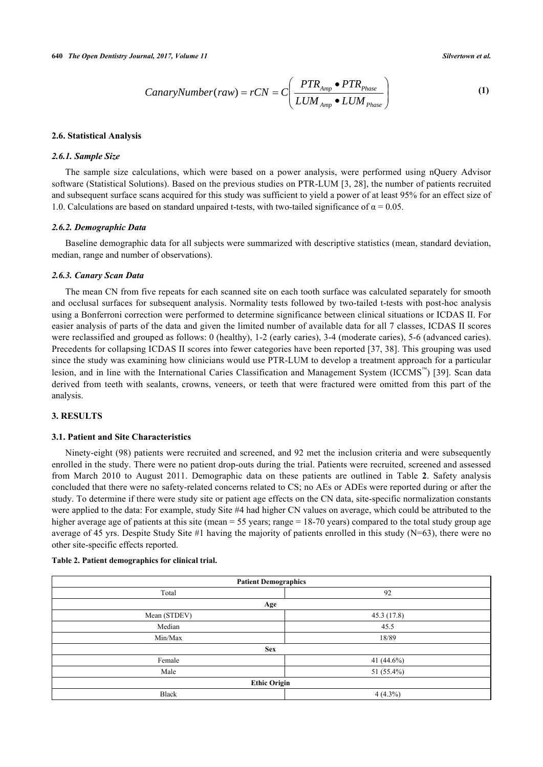$$CanaryNumber(raw) = rCN = C\left(\frac{PTR_{Amp} \bullet PTR_{Phase}}{LUM_{Amp} \bullet LUM_{Phase}}\right) \tag{1}$$

### 2.6. Statistical Analysis

#### *2.6.1. Sample Size*

The sample size calculations, which were based on a power analysis, were performed using nQuery Advisor software (Statistical Solutions). Based on the previous studies on PTR-LUM [3, 28], the number of patients recruited and subsequent surface scans acquired for this study was sufficient to yield a power of at least 95% for an effect size of 1.0. Calculations are based on standard unpaired t-tests, with two-tailed significance of $\alpha = 0.05$.

#### *2.6.2. Demographic Data*

Baseline demographic data for all subjects were summarized with descriptive statistics (mean, standard deviation, median, range and number of observations).

#### *2.6.3. Canary Scan Data*

The mean CN from five repeats for each scanned site on each tooth surface was calculated separately for smooth and occlusal surfaces for subsequent analysis. Normality tests followed by two-tailed t-tests with post-hoc analysis using a Bonferroni correction were performed to determine significance between clinical situations or ICDAS II. For easier analysis of parts of the data and given the limited number of available data for all 7 classes, ICDAS II scores were reclassified and grouped as follows: 0 (healthy), 1-2 (early caries), 3-4 (moderate caries), 5-6 (advanced caries). Precedents for collapsing ICDAS II scores into fewer categories have been reported [37, 38]. This grouping was used since the study was examining how clinicians would use PTR-LUM to develop a treatment approach for a particular lesion, and in line with the International Caries Classification and Management System (ICCMS™) [39]. Scan data derived from teeth with sealants, crowns, veneers, or teeth that were fractured were omitted from this part of the analysis.

## 3. RESULTS

### 3.1. Patient and Site Characteristics

Ninety-eight (98) patients were recruited and screened, and 92 met the inclusion criteria and were subsequently enrolled in the study. There were no patient drop-outs during the trial. Patients were recruited, screened and assessed from March 2010 to August 2011. Demographic data on these patients are outlined in Table **2**. Safety analysis concluded that there were no safety-related concerns related to CS; no AEs or ADEs were reported during or after the study. To determine if there were study site or patient age effects on the CN data, site-specific normalization constants were applied to the data: For example, study Site #4 had higher CN values on average, which could be attributed to the higher average age of patients at this site (mean = 55 years; range = 18-70 years) compared to the total study group age average of 45 yrs. Despite Study Site #1 having the majority of patients enrolled in this study (N=63), there were no other site-specific effects reported.

**Table 2. Patient demographics for clinical trial.**

| Patient Demographics | |
|---|---|
| Total | 92 |
| **Age** | |
| Mean (STDEV) | 45.3 (17.8) |
| Median | 45.5 |
| Min/Max | 18/89 |
| **Sex** | |
| Female | 41 (44.6%) |
| Male | 51 (55.4%) |
| **Ethic Origin** | |
| Black | 4 (4.3%) |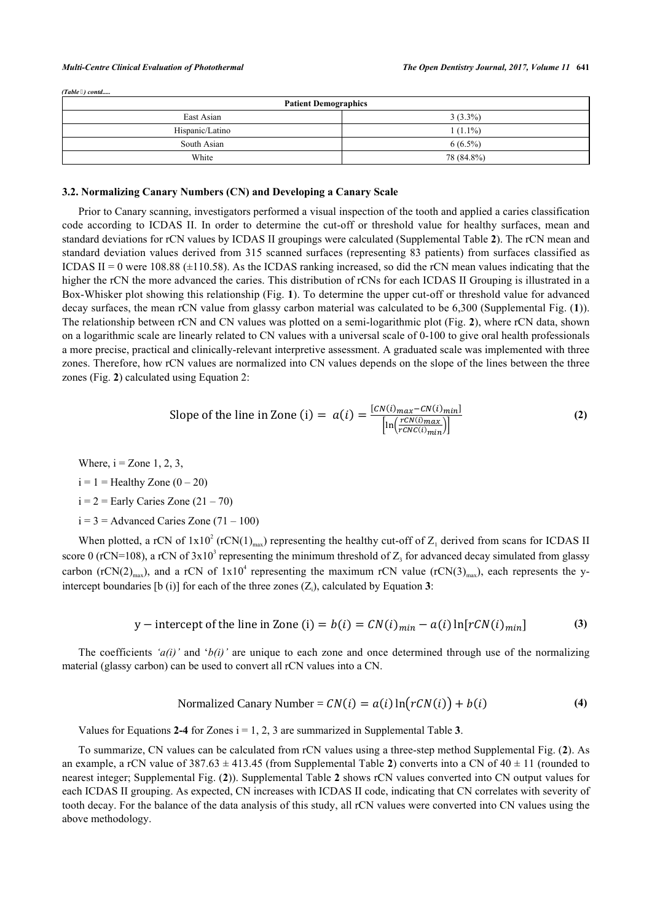*(Table ) contd.....*

| Patient Demographics | |
|---|---|
| East Asian | 3 (3.3%) |
| Hispanic/Latino | 1 (1.1%) |
| South Asian | 6 (6.5%) |
| White | 78 (84.8%) |

### 3.2. Normalizing Canary Numbers (CN) and Developing a Canary Scale

Prior to Canary scanning, investigators performed a visual inspection of the tooth and applied a caries classification code according to ICDAS II. In order to determine the cut-off or threshold value for healthy surfaces, mean and standard deviations for rCN values by ICDAS II groupings were calculated (Supplemental Table **2**). The rCN mean and standard deviation values derived from 315 scanned surfaces (representing 83 patients) from surfaces classified as ICDAS II = 0 were 108.88 (±110.58). As the ICDAS ranking increased, so did the rCN mean values indicating that the higher the rCN the more advanced the caries. This distribution of rCNs for each ICDAS II Grouping is illustrated in a Box-Whisker plot showing this relationship (Fig. **1**). To determine the upper cut-off or threshold value for advanced decay surfaces, the mean rCN value from glassy carbon material was calculated to be 6,300 (Supplemental Fig. (**1**)). The relationship between rCN and CN values was plotted on a semi-logarithmic plot (Fig. **2**), where rCN data, shown on a logarithmic scale are linearly related to CN values with a universal scale of 0-100 to give oral health professionals a more precise, practical and clinically-relevant interpretive assessment. A graduated scale was implemented with three zones. Therefore, how rCN values are normalized into CN values depends on the slope of the lines between the three zones (Fig. **2**) calculated using Equation 2:

$$\text{Slope of the line in Zone (i)} = a(i) = \frac{[CN(i)_{max} - CN(i)_{min}]}{\left[\ln\left(\frac{rCN(i)max}{rCNC(i)_{min}}\right)\right]} \quad (2)$$

Where, i = Zone 1, 2, 3,

i = 1 = Healthy Zone (0 – 20)

i = 2 = Early Caries Zone (21 – 70)

i = 3 = Advanced Caries Zone (71 – 100)

When plotted, a rCN of $1 \times 10^2$ ($rCN(1)_{max}$) representing the healthy cut-off of $Z_1$ derived from scans for ICDAS II score 0 (rCN=108), a rCN of $3 \times 10^3$ representing the minimum threshold of $Z_3$ for advanced decay simulated from glassy carbon ($rCN(2)_{max}$), and a rCN of $1 \times 10^4$ representing the maximum rCN value ($rCN(3)_{max}$), each represents the y-intercept boundaries [b (i)] for each of the three zones ($Z_i$), calculated by Equation **3**:

$$\text{y} - \text{intercept of the line in Zone (i)} = b(i) = CN(i)_{min} - a(i)\ln[rCN(i)_{min}] \quad (3)$$

The coefficients *'a(i)'* and '*b(i)'* are unique to each zone and once determined through use of the normalizing material (glassy carbon) can be used to convert all rCN values into a CN.

$$\text{Normalized Canary Number} = CN(i) = a(i)\ln\left(rCN(i)\right) + b(i) \quad (4)$$

Values for Equations **2-4** for Zones i = 1, 2, 3 are summarized in Supplemental Table **3**.

To summarize, CN values can be calculated from rCN values using a three-step method Supplemental Fig. (**2**). As an example, a rCN value of 387.63 ± 413.45 (from Supplemental Table **2**) converts into a CN of 40 ± 11 (rounded to nearest integer; Supplemental Fig. (**2**)). Supplemental Table **2** shows rCN values converted into CN output values for each ICDAS II grouping. As expected, CN increases with ICDAS II code, indicating that CN correlates with severity of tooth decay. For the balance of the data analysis of this study, all rCN values were converted into CN values using the above methodology.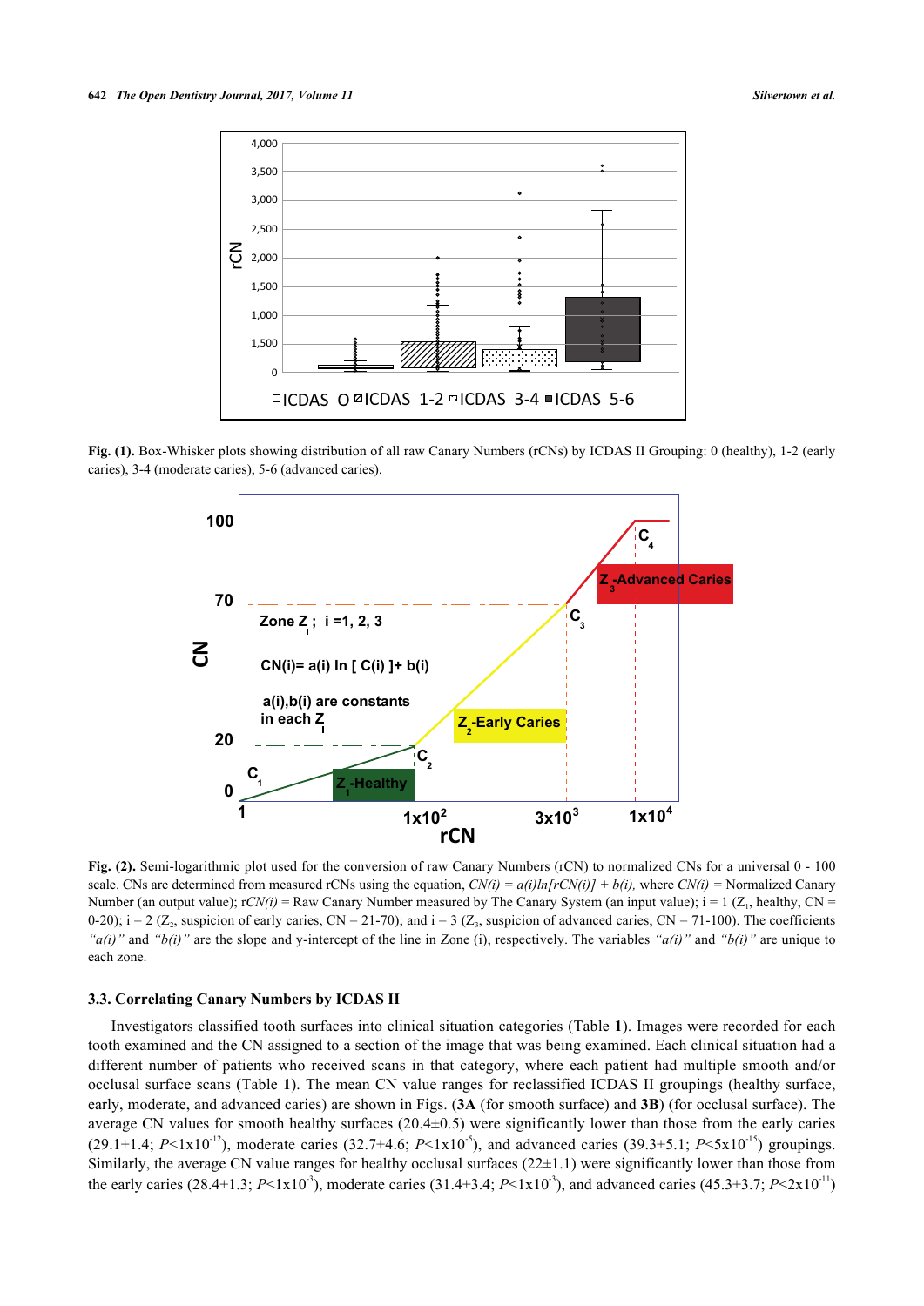**Fig. (1).** Box-Whisker plots showing distribution of all raw Canary Numbers (rCNs) by ICDAS II Grouping: 0 (healthy), 1-2 (early caries), 3-4 (moderate caries), 5-6 (advanced caries).

**Fig. (2).** Semi-logarithmic plot used for the conversion of raw Canary Numbers (rCN) to normalized CNs for a universal 0 - 100 scale. CNs are determined from measured rCNs using the equation, $CN(i) = a(i)ln[rCN(i)] + b(i)$, where $CN(i)$ = Normalized Canary Number (an output value); $rCN(i)$ = Raw Canary Number measured by The Canary System (an input value); i = 1 ($Z_1$, healthy, CN = 0-20); i = 2 ($Z_2$, suspicion of early caries, CN = 21-70); and i = 3 ($Z_3$, suspicion of advanced caries, CN = 71-100). The coefficients *"a(i)"* and *"b(i)"* are the slope and y-intercept of the line in Zone (i), respectively. The variables *"a(i)"* and *"b(i)"* are unique to each zone.

### 3.3. Correlating Canary Numbers by ICDAS II

Investigators classified tooth surfaces into clinical situation categories (Table **1**). Images were recorded for each tooth examined and the CN assigned to a section of the image that was being examined. Each clinical situation had a different number of patients who received scans in that category, where each patient had multiple smooth and/or occlusal surface scans (Table **1**). The mean CN value ranges for reclassified ICDAS II groupings (healthy surface, early, moderate, and advanced caries) are shown in Figs. (**3A** (for smooth surface) and **3B**) (for occlusal surface). The average CN values for smooth healthy surfaces (20.4±0.5) were significantly lower than those from the early caries (29.1±1.4; $P<1x10^{-12}$), moderate caries (32.7±4.6; $P<1x10^{-5}$), and advanced caries (39.3±5.1; $P<5x10^{-15}$) groupings. Similarly, the average CN value ranges for healthy occlusal surfaces (22±1.1) were significantly lower than those from the early caries (28.4±1.3; $P<1x10^{-3}$), moderate caries (31.4±3.4; $P<1x10^{-3}$), and advanced caries (45.3±3.7; $P<2x10^{-11}$)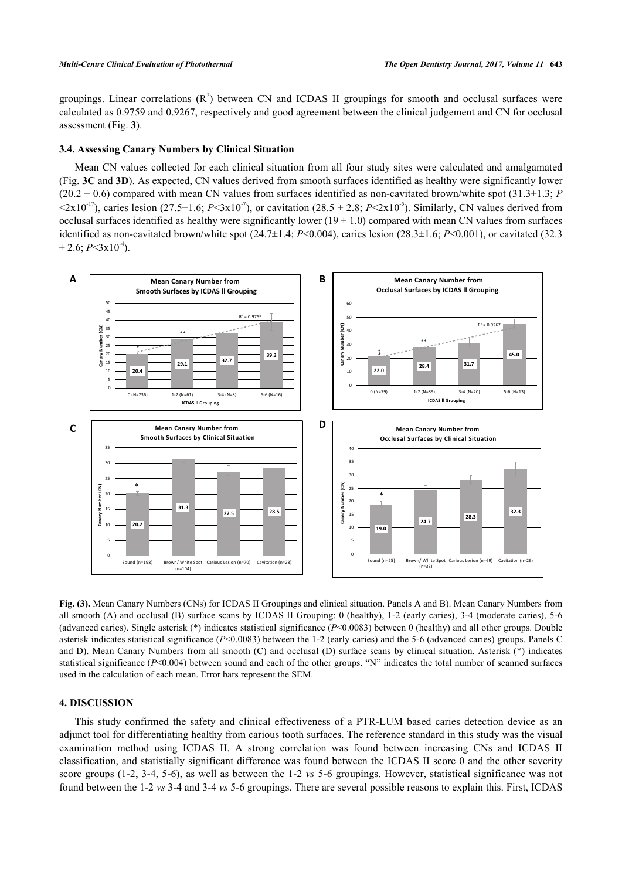groupings. Linear correlations ($R^2$) between CN and ICDAS II groupings for smooth and occlusal surfaces were calculated as 0.9759 and 0.9267, respectively and good agreement between the clinical judgement and CN for occlusal assessment (Fig. **3**).

### 3.4. Assessing Canary Numbers by Clinical Situation

Mean CN values collected for each clinical situation from all four study sites were calculated and amalgamated (Fig. **3C** and **3D**). As expected, CN values derived from smooth surfaces identified as healthy were significantly lower ($20.2 \pm 0.6$) compared with mean CN values from surfaces identified as non-cavitated brown/white spot ($31.3 \pm 1.3$; $P < 2x10^{-17}$), caries lesion ($27.5 \pm 1.6$; $P < 3x10^{-7}$), or cavitation ($28.5 \pm 2.8$; $P < 2x10^{-5}$). Similarly, CN values derived from occlusal surfaces identified as healthy were significantly lower ($19 \pm 1.0$) compared with mean CN values from surfaces identified as non-cavitated brown/white spot ($24.7 \pm 1.4$; $P < 0.004$), caries lesion ($28.3 \pm 1.6$; $P < 0.001$), or cavitated ($32.3 \pm 2.6$; $P < 3x10^{-4}$).

**Fig. (3).** Mean Canary Numbers (CNs) for ICDAS II Groupings and clinical situation. Panels A and B). Mean Canary Numbers from all smooth (A) and occlusal (B) surface scans by ICDAS II Grouping: 0 (healthy), 1-2 (early caries), 3-4 (moderate caries), 5-6 (advanced caries). Single asterisk (*) indicates statistical significance ($P < 0.0083$) between 0 (healthy) and all other groups. Double asterisk indicates statistical significance ($P < 0.0083$) between the 1-2 (early caries) and the 5-6 (advanced caries) groups. Panels C and D). Mean Canary Numbers from all smooth (C) and occlusal (D) surface scans by clinical situation. Asterisk (*) indicates statistical significance ($P < 0.004$) between sound and each of the other groups. "N" indicates the total number of scanned surfaces used in the calculation of each mean. Error bars represent the SEM.

## 4. DISCUSSION

This study confirmed the safety and clinical effectiveness of a PTR-LUM based caries detection device as an adjunct tool for differentiating healthy from carious tooth surfaces. The reference standard in this study was the visual examination method using ICDAS II. A strong correlation was found between increasing CNs and ICDAS II classification, and statistically significant difference was found between the ICDAS II score 0 and the other severity score groups (1-2, 3-4, 5-6), as well as between the 1-2 *vs* 5-6 groupings. However, statistical significance was not found between the 1-2 *vs* 3-4 and 3-4 *vs* 5-6 groupings. There are several possible reasons to explain this. First, ICDAS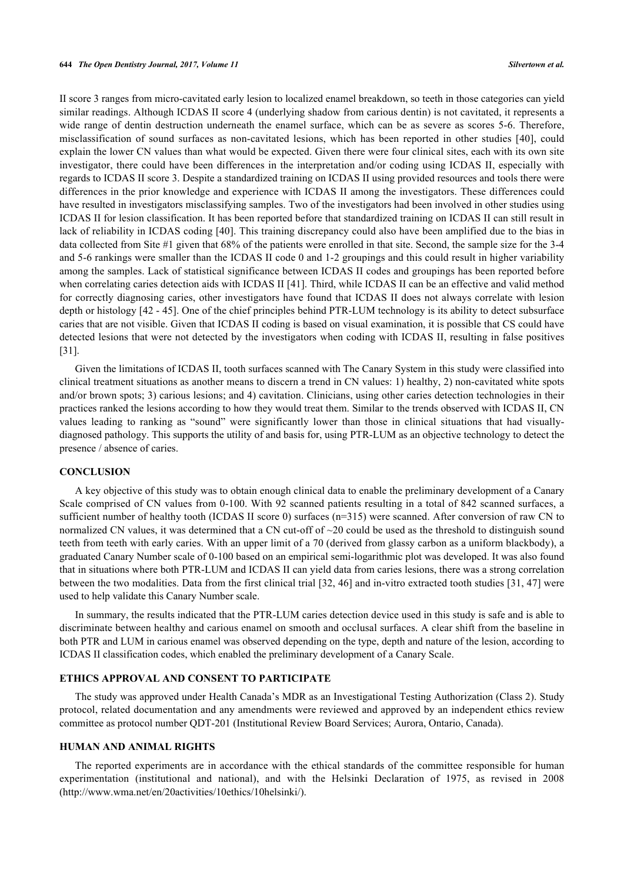II score 3 ranges from micro-cavitated early lesion to localized enamel breakdown, so teeth in those categories can yield similar readings. Although ICDAS II score 4 (underlying shadow from carious dentin) is not cavitated, it represents a wide range of dentin destruction underneath the enamel surface, which can be as severe as scores 5-6. Therefore, misclassification of sound surfaces as non-cavitated lesions, which has been reported in other studies [40], could explain the lower CN values than what would be expected. Given there were four clinical sites, each with its own site investigator, there could have been differences in the interpretation and/or coding using ICDAS II, especially with regards to ICDAS II score 3. Despite a standardized training on ICDAS II using provided resources and tools there were differences in the prior knowledge and experience with ICDAS II among the investigators. These differences could have resulted in investigators misclassifying samples. Two of the investigators had been involved in other studies using ICDAS II for lesion classification. It has been reported before that standardized training on ICDAS II can still result in lack of reliability in ICDAS coding [40]. This training discrepancy could also have been amplified due to the bias in data collected from Site #1 given that 68% of the patients were enrolled in that site. Second, the sample size for the 3-4 and 5-6 rankings were smaller than the ICDAS II code 0 and 1-2 groupings and this could result in higher variability among the samples. Lack of statistical significance between ICDAS II codes and groupings has been reported before when correlating caries detection aids with ICDAS II [41]. Third, while ICDAS II can be an effective and valid method for correctly diagnosing caries, other investigators have found that ICDAS II does not always correlate with lesion depth or histology [42 - 45]. One of the chief principles behind PTR-LUM technology is its ability to detect subsurface caries that are not visible. Given that ICDAS II coding is based on visual examination, it is possible that CS could have detected lesions that were not detected by the investigators when coding with ICDAS II, resulting in false positives [31].

Given the limitations of ICDAS II, tooth surfaces scanned with The Canary System in this study were classified into clinical treatment situations as another means to discern a trend in CN values: 1) healthy, 2) non-cavitated white spots and/or brown spots; 3) carious lesions; and 4) cavitation. Clinicians, using other caries detection technologies in their practices ranked the lesions according to how they would treat them. Similar to the trends observed with ICDAS II, CN values leading to ranking as "sound" were significantly lower than those in clinical situations that had visually-diagnosed pathology. This supports the utility of and basis for, using PTR-LUM as an objective technology to detect the presence / absence of caries.

## CONCLUSION

A key objective of this study was to obtain enough clinical data to enable the preliminary development of a Canary Scale comprised of CN values from 0-100. With 92 scanned patients resulting in a total of 842 scanned surfaces, a sufficient number of healthy tooth (ICDAS II score 0) surfaces (n=315) were scanned. After conversion of raw CN to normalized CN values, it was determined that a CN cut-off of ~20 could be used as the threshold to distinguish sound teeth from teeth with early caries. With an upper limit of a 70 (derived from glassy carbon as a uniform blackbody), a graduated Canary Number scale of 0-100 based on an empirical semi-logarithmic plot was developed. It was also found that in situations where both PTR-LUM and ICDAS II can yield data from caries lesions, there was a strong correlation between the two modalities. Data from the first clinical trial [32, 46] and in-vitro extracted tooth studies [31, 47] were used to help validate this Canary Number scale.

In summary, the results indicated that the PTR-LUM caries detection device used in this study is safe and is able to discriminate between healthy and carious enamel on smooth and occlusal surfaces. A clear shift from the baseline in both PTR and LUM in carious enamel was observed depending on the type, depth and nature of the lesion, according to ICDAS II classification codes, which enabled the preliminary development of a Canary Scale.

## ETHICS APPROVAL AND CONSENT TO PARTICIPATE

The study was approved under Health Canada's MDR as an Investigational Testing Authorization (Class 2). Study protocol, related documentation and any amendments were reviewed and approved by an independent ethics review committee as protocol number QDT-201 (Institutional Review Board Services; Aurora, Ontario, Canada).

## HUMAN AND ANIMAL RIGHTS

The reported experiments are in accordance with the ethical standards of the committee responsible for human experimentation (institutional and national), and with the Helsinki Declaration of 1975, as revised in 2008 (http://www.wma.net/en/20activities/10ethics/10helsinki/).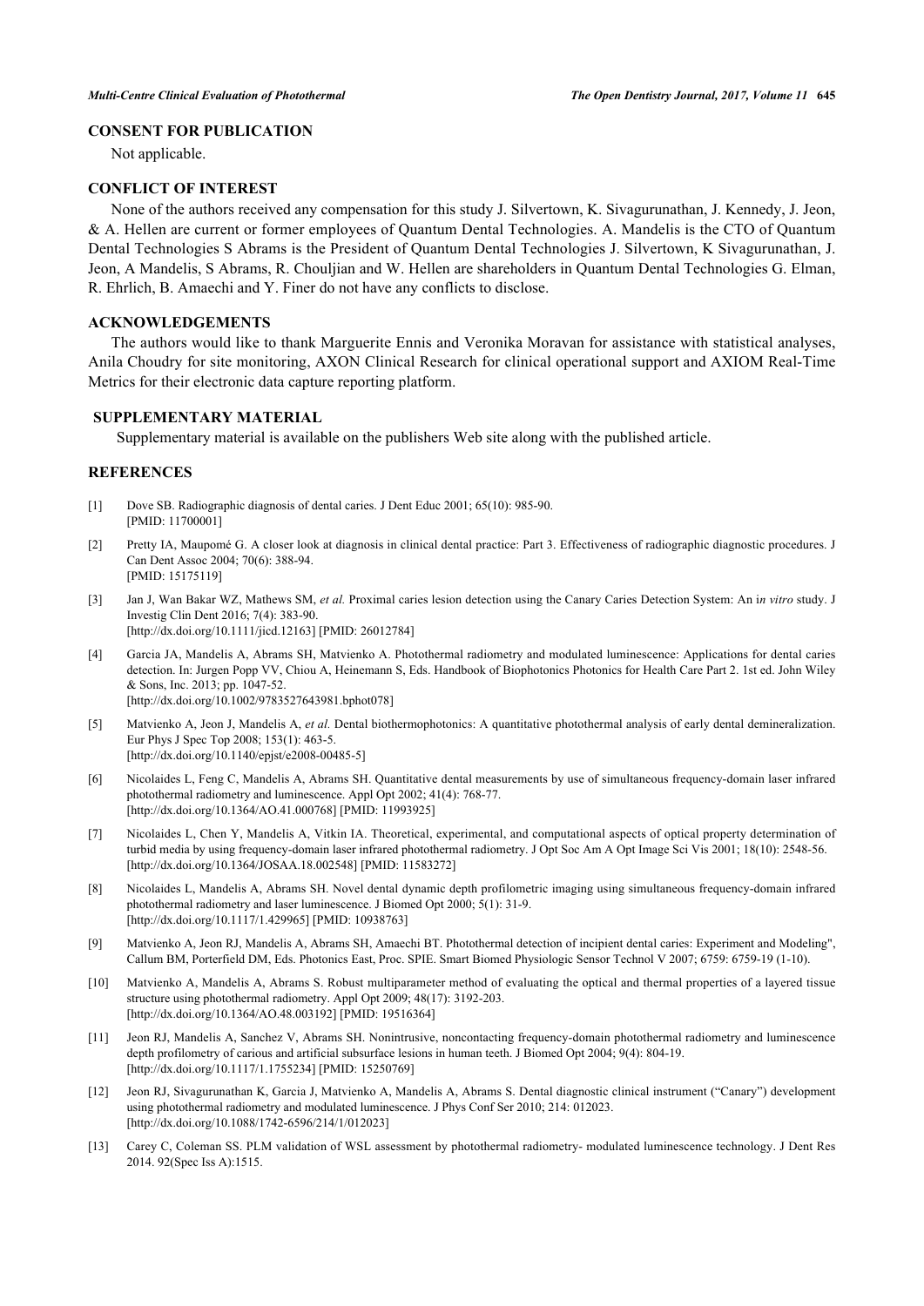## CONSENT FOR PUBLICATION

Not applicable.

## CONFLICT OF INTEREST

None of the authors received any compensation for this study J. Silvertown, K. Sivagurunathan, J. Kennedy, J. Jeon, & A. Hellen are current or former employees of Quantum Dental Technologies. A. Mandelis is the CTO of Quantum Dental Technologies S Abrams is the President of Quantum Dental Technologies J. Silvertown, K Sivagurunathan, J. Jeon, A Mandelis, S Abrams, R. Chouljian and W. Hellen are shareholders in Quantum Dental Technologies G. Elman, R. Ehrlich, B. Amaechi and Y. Finer do not have any conflicts to disclose.

## ACKNOWLEDGEMENTS

The authors would like to thank Marguerite Ennis and Veronika Moravan for assistance with statistical analyses, Anila Choudry for site monitoring, AXON Clinical Research for clinical operational support and AXIOM Real-Time Metrics for their electronic data capture reporting platform.

## SUPPLEMENTARY MATERIAL

Supplementary material is available on the publishers Web site along with the published article.

## REFERENCES

[1] Dove SB. Radiographic diagnosis of dental caries. J Dent Educ 2001; 65(10): 985-90. [PMID: 11700001]

[2] Pretty IA, Maupomé G. A closer look at diagnosis in clinical dental practice: Part 3. Effectiveness of radiographic diagnostic procedures. J Can Dent Assoc 2004; 70(6): 388-94. [PMID: 15175119]

[3] Jan J, Wan Bakar WZ, Mathews SM, *et al.* Proximal caries lesion detection using the Canary Caries Detection System: An i*n vitro* study. J Investig Clin Dent 2016; 7(4): 383-90. [http://dx.doi.org/10.1111/jicd.12163] [PMID: 26012784]

[4] Garcia JA, Mandelis A, Abrams SH, Matvienko A. Photothermal radiometry and modulated luminescence: Applications for dental caries detection. In: Jurgen Popp VV, Chiou A, Heinemann S, Eds. Handbook of Biophotonics Photonics for Health Care Part 2. 1st ed. John Wiley & Sons, Inc. 2013; pp. 1047-52. [http://dx.doi.org/10.1002/9783527643981.bphot078]

[5] Matvienko A, Jeon J, Mandelis A, *et al.* Dental biothermophotonics: A quantitative photothermal analysis of early dental demineralization. Eur Phys J Spec Top 2008; 153(1): 463-5. [http://dx.doi.org/10.1140/epjst/e2008-00485-5]

[6] Nicolaides L, Feng C, Mandelis A, Abrams SH. Quantitative dental measurements by use of simultaneous frequency-domain laser infrared photothermal radiometry and luminescence. Appl Opt 2002; 41(4): 768-77. [http://dx.doi.org/10.1364/AO.41.000768] [PMID: 11993925]

[7] Nicolaides L, Chen Y, Mandelis A, Vitkin IA. Theoretical, experimental, and computational aspects of optical property determination of turbid media by using frequency-domain laser infrared photothermal radiometry. J Opt Soc Am A Opt Image Sci Vis 2001; 18(10): 2548-56. [http://dx.doi.org/10.1364/JOSAA.18.002548] [PMID: 11583272]

[8] Nicolaides L, Mandelis A, Abrams SH. Novel dental dynamic depth profilometric imaging using simultaneous frequency-domain infrared photothermal radiometry and laser luminescence. J Biomed Opt 2000; 5(1): 31-9. [http://dx.doi.org/10.1117/1.429965] [PMID: 10938763]

[9] Matvienko A, Jeon RJ, Mandelis A, Abrams SH, Amaechi BT. Photothermal detection of incipient dental caries: Experiment and Modeling", Callum BM, Porterfield DM, Eds. Photonics East, Proc. SPIE. Smart Biomed Physiologic Sensor Technol V 2007; 6759: 6759-19 (1-10).

[10] Matvienko A, Mandelis A, Abrams S. Robust multiparameter method of evaluating the optical and thermal properties of a layered tissue structure using photothermal radiometry. Appl Opt 2009; 48(17): 3192-203. [http://dx.doi.org/10.1364/AO.48.003192] [PMID: 19516364]

[11] Jeon RJ, Mandelis A, Sanchez V, Abrams SH. Nonintrusive, noncontacting frequency-domain photothermal radiometry and luminescence depth profilometry of carious and artificial subsurface lesions in human teeth. J Biomed Opt 2004; 9(4): 804-19. [http://dx.doi.org/10.1117/1.1755234] [PMID: 15250769]

[12] Jeon RJ, Sivagurunathan K, Garcia J, Matvienko A, Mandelis A, Abrams S. Dental diagnostic clinical instrument ("Canary") development using photothermal radiometry and modulated luminescence. J Phys Conf Ser 2010; 214: 012023. [http://dx.doi.org/10.1088/1742-6596/214/1/012023]

[13] Carey C, Coleman SS. PLM validation of WSL assessment by photothermal radiometry- modulated luminescence technology. J Dent Res 2014. 92(Spec Iss A):1515.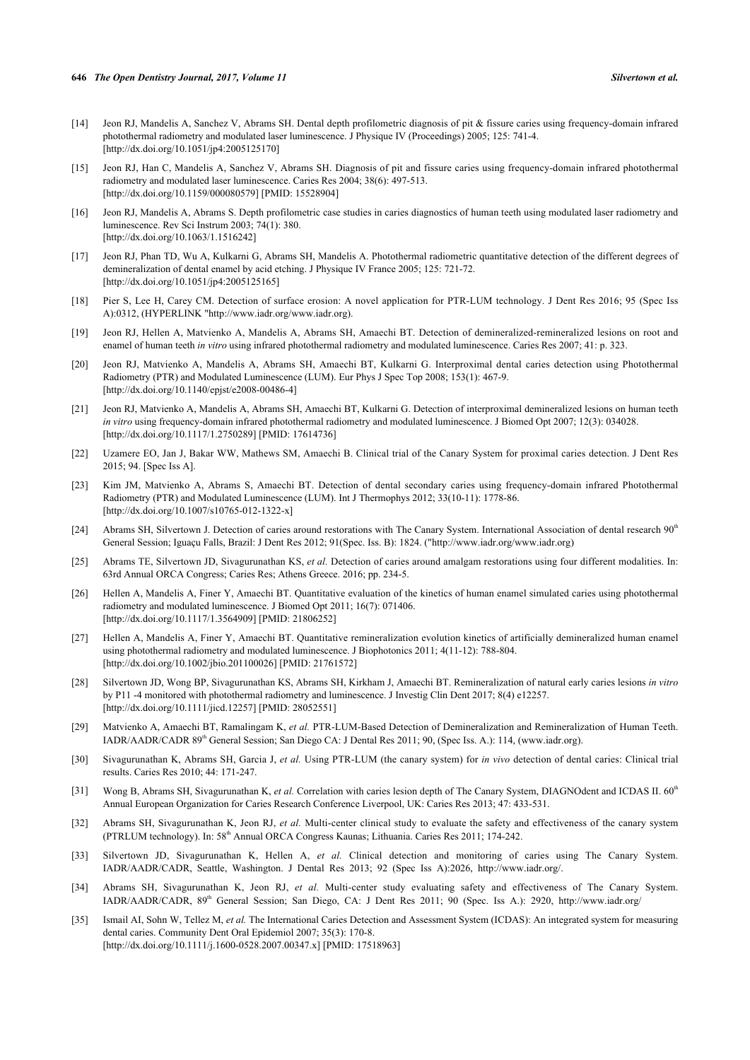[14] Jeon RJ, Mandelis A, Sanchez V, Abrams SH. Dental depth profilometric diagnosis of pit & fissure caries using frequency-domain infrared photothermal radiometry and modulated laser luminescence. J Physique IV (Proceedings) 2005; 125: 741-4. [http://dx.doi.org/10.1051/jp4:2005125170]

[15] Jeon RJ, Han C, Mandelis A, Sanchez V, Abrams SH. Diagnosis of pit and fissure caries using frequency-domain infrared photothermal radiometry and modulated laser luminescence. Caries Res 2004; 38(6): 497-513. [http://dx.doi.org/10.1159/000080579] [PMID: 15528904]

[16] Jeon RJ, Mandelis A, Abrams S. Depth profilometric case studies in caries diagnostics of human teeth using modulated laser radiometry and luminescence. Rev Sci Instrum 2003; 74(1): 380. [http://dx.doi.org/10.1063/1.1516242]

[17] Jeon RJ, Phan TD, Wu A, Kulkarni G, Abrams SH, Mandelis A. Photothermal radiometric quantitative detection of the different degrees of demineralization of dental enamel by acid etching. J Physique IV France 2005; 125: 721-72. [http://dx.doi.org/10.1051/jp4:2005125165]

[18] Pier S, Lee H, Carey CM. Detection of surface erosion: A novel application for PTR-LUM technology. J Dent Res 2016; 95 (Spec Iss A):0312, (HYPERLINK "http://www.iadr.org/www.iadr.org).

[19] Jeon RJ, Hellen A, Matvienko A, Mandelis A, Abrams SH, Amaechi BT. Detection of demineralized-remineralized lesions on root and enamel of human teeth *in vitro* using infrared photothermal radiometry and modulated luminescence. Caries Res 2007; 41: p. 323.

[20] Jeon RJ, Matvienko A, Mandelis A, Abrams SH, Amaechi BT, Kulkarni G. Interproximal dental caries detection using Photothermal Radiometry (PTR) and Modulated Luminescence (LUM). Eur Phys J Spec Top 2008; 153(1): 467-9. [http://dx.doi.org/10.1140/epjst/e2008-00486-4]

[21] Jeon RJ, Matvienko A, Mandelis A, Abrams SH, Amaechi BT, Kulkarni G. Detection of interproximal demineralized lesions on human teeth *in vitro* using frequency-domain infrared photothermal radiometry and modulated luminescence. J Biomed Opt 2007; 12(3): 034028. [http://dx.doi.org/10.1117/1.2750289] [PMID: 17614736]

[22] Uzamere EO, Jan J, Bakar WW, Mathews SM, Amaechi B. Clinical trial of the Canary System for proximal caries detection. J Dent Res 2015; 94. [Spec Iss A].

[23] Kim JM, Matvienko A, Abrams S, Amaechi BT. Detection of dental secondary caries using frequency-domain infrared Photothermal Radiometry (PTR) and Modulated Luminescence (LUM). Int J Thermophys 2012; 33(10-11): 1778-86. [http://dx.doi.org/10.1007/s10765-012-1322-x]

[24] Abrams SH, Silvertown J. Detection of caries around restorations with The Canary System. International Association of dental research 90th General Session; Iguaçu Falls, Brazil: J Dent Res 2012; 91(Spec. Iss. B): 1824. ("http://www.iadr.org/www.iadr.org)

[25] Abrams TE, Silvertown JD, Sivagurunathan KS, *et al.* Detection of caries around amalgam restorations using four different modalities. In: 63rd Annual ORCA Congress; Caries Res; Athens Greece. 2016; pp. 234-5.

[26] Hellen A, Mandelis A, Finer Y, Amaechi BT. Quantitative evaluation of the kinetics of human enamel simulated caries using photothermal radiometry and modulated luminescence. J Biomed Opt 2011; 16(7): 071406. [http://dx.doi.org/10.1117/1.3564909] [PMID: 21806252]

[27] Hellen A, Mandelis A, Finer Y, Amaechi BT. Quantitative remineralization evolution kinetics of artificially demineralized human enamel using photothermal radiometry and modulated luminescence. J Biophotonics 2011; 4(11-12): 788-804. [http://dx.doi.org/10.1002/jbio.201100026] [PMID: 21761572]

[28] Silvertown JD, Wong BP, Sivagurunathan KS, Abrams SH, Kirkham J, Amaechi BT. Remineralization of natural early caries lesions *in vitro* by P11 -4 monitored with photothermal radiometry and luminescence. J Investig Clin Dent 2017; 8(4) e12257. [http://dx.doi.org/10.1111/jicd.12257] [PMID: 28052551]

[29] Matvienko A, Amaechi BT, Ramalingam K, *et al.* PTR-LUM-Based Detection of Demineralization and Remineralization of Human Teeth. IADR/AADR/CADR 89th General Session; San Diego CA: J Dental Res 2011; 90, (Spec Iss. A.): 114, (www.iadr.org).

[30] Sivagurunathan K, Abrams SH, Garcia J, *et al.* Using PTR-LUM (the canary system) for *in vivo* detection of dental caries: Clinical trial results. Caries Res 2010; 44: 171-247.

[31] Wong B, Abrams SH, Sivagurunathan K, *et al.* Correlation with caries lesion depth of The Canary System, DIAGNOdent and ICDAS II. 60th Annual European Organization for Caries Research Conference Liverpool, UK: Caries Res 2013; 47: 433-531.

[32] Abrams SH, Sivagurunathan K, Jeon RJ, *et al.* Multi-center clinical study to evaluate the safety and effectiveness of the canary system (PTRLUM technology). In: 58th Annual ORCA Congress Kaunas; Lithuania. Caries Res 2011; 174-242.

[33] Silvertown JD, Sivagurunathan K, Hellen A, *et al.* Clinical detection and monitoring of caries using The Canary System. IADR/AADR/CADR, Seattle, Washington. J Dental Res 2013; 92 (Spec Iss A):2026, http://www.iadr.org/.

[34] Abrams SH, Sivagurunathan K, Jeon RJ, *et al.* Multi-center study evaluating safety and effectiveness of The Canary System. IADR/AADR/CADR, 89th General Session; San Diego, CA: J Dent Res 2011; 90 (Spec. Iss A.): 2920, http://www.iadr.org/

[35] Ismail AI, Sohn W, Tellez M, *et al.* The International Caries Detection and Assessment System (ICDAS): An integrated system for measuring dental caries. Community Dent Oral Epidemiol 2007; 35(3): 170-8. [http://dx.doi.org/10.1111/j.1600-0528.2007.00347.x] [PMID: 17518963]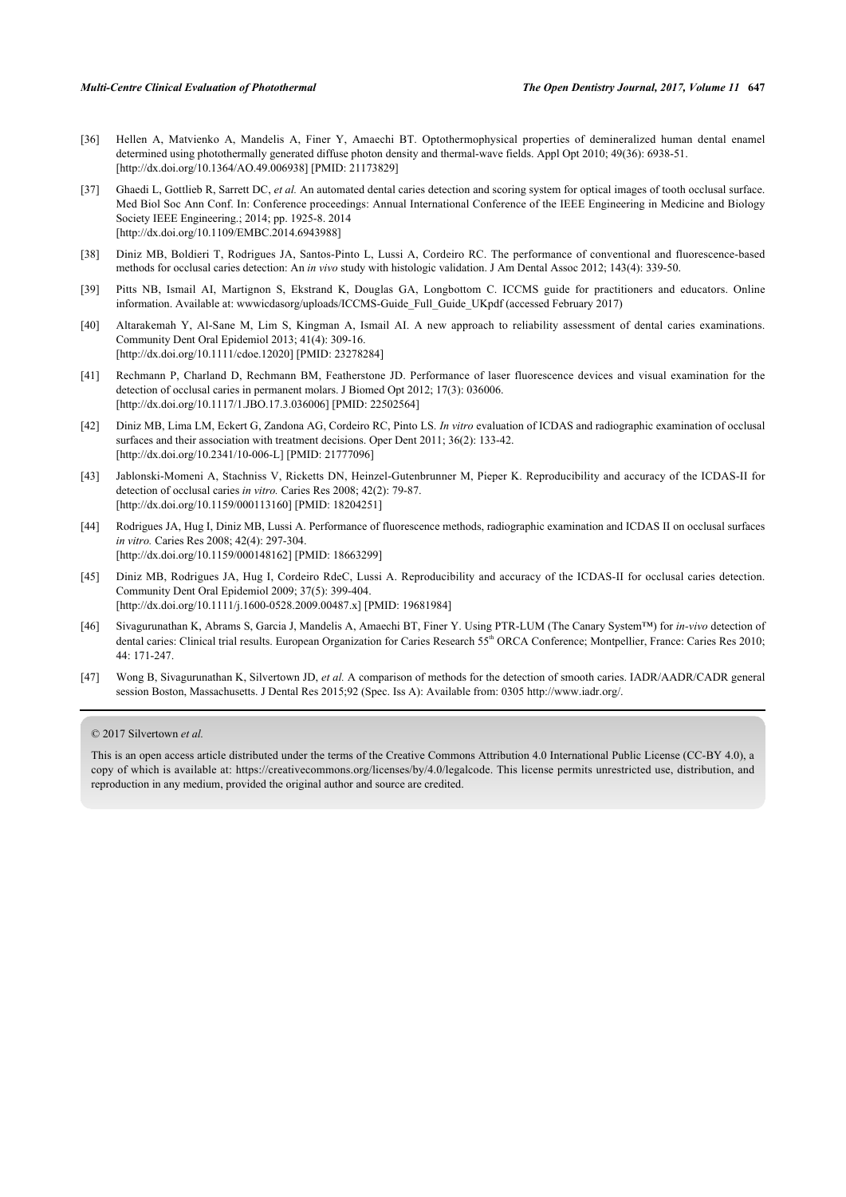[36] Hellen A, Matvienko A, Mandelis A, Finer Y, Amaechi BT. Optothermophysical properties of demineralized human dental enamel determined using photothermally generated diffuse photon density and thermal-wave fields. Appl Opt 2010; 49(36): 6938-51. [http://dx.doi.org/10.1364/AO.49.006938] [PMID: 21173829]

[37] Ghaedi L, Gottlieb R, Sarrett DC, *et al.* An automated dental caries detection and scoring system for optical images of tooth occlusal surface. Med Biol Soc Ann Conf. In: Conference proceedings: Annual International Conference of the IEEE Engineering in Medicine and Biology Society IEEE Engineering.; 2014; pp. 1925-8. 2014 [http://dx.doi.org/10.1109/EMBC.2014.6943988]

[38] Diniz MB, Boldieri T, Rodrigues JA, Santos-Pinto L, Lussi A, Cordeiro RC. The performance of conventional and fluorescence-based methods for occlusal caries detection: An *in vivo* study with histologic validation. J Am Dental Assoc 2012; 143(4): 339-50.

[39] Pitts NB, Ismail AI, Martignon S, Ekstrand K, Douglas GA, Longbottom C. ICCMS guide for practitioners and educators. Online information. Available at: wwwicdasorg/uploads/ICCMS-Guide_Full_Guide_UKpdf (accessed February 2017)

[40] Altarakemah Y, Al-Sane M, Lim S, Kingman A, Ismail AI. A new approach to reliability assessment of dental caries examinations. Community Dent Oral Epidemiol 2013; 41(4): 309-16. [http://dx.doi.org/10.1111/cdoe.12020] [PMID: 23278284]

[41] Rechmann P, Charland D, Rechmann BM, Featherstone JD. Performance of laser fluorescence devices and visual examination for the detection of occlusal caries in permanent molars. J Biomed Opt 2012; 17(3): 036006. [http://dx.doi.org/10.1117/1.JBO.17.3.036006] [PMID: 22502564]

[42] Diniz MB, Lima LM, Eckert G, Zandona AG, Cordeiro RC, Pinto LS. *In vitro* evaluation of ICDAS and radiographic examination of occlusal surfaces and their association with treatment decisions. Oper Dent 2011; 36(2): 133-42. [http://dx.doi.org/10.2341/10-006-L] [PMID: 21777096]

[43] Jablonski-Momeni A, Stachniss V, Ricketts DN, Heinzel-Gutenbrunner M, Pieper K. Reproducibility and accuracy of the ICDAS-II for detection of occlusal caries *in vitro.* Caries Res 2008; 42(2): 79-87. [http://dx.doi.org/10.1159/000113160] [PMID: 18204251]

[44] Rodrigues JA, Hug I, Diniz MB, Lussi A. Performance of fluorescence methods, radiographic examination and ICDAS II on occlusal surfaces *in vitro.* Caries Res 2008; 42(4): 297-304. [http://dx.doi.org/10.1159/000148162] [PMID: 18663299]

[45] Diniz MB, Rodrigues JA, Hug I, Cordeiro RdeC, Lussi A. Reproducibility and accuracy of the ICDAS-II for occlusal caries detection. Community Dent Oral Epidemiol 2009; 37(5): 399-404. [http://dx.doi.org/10.1111/j.1600-0528.2009.00487.x] [PMID: 19681984]

[46] Sivagurunathan K, Abrams S, Garcia J, Mandelis A, Amaechi BT, Finer Y. Using PTR-LUM (The Canary System™) for *in-vivo* detection of dental caries: Clinical trial results. European Organization for Caries Research 55th ORCA Conference; Montpellier, France: Caries Res 2010; 44: 171-247.

[47] Wong B, Sivagurunathan K, Silvertown JD, *et al.* A comparison of methods for the detection of smooth caries. IADR/AADR/CADR general session Boston, Massachusetts. J Dental Res 2015;92 (Spec. Iss A): Available from: 0305 http://www.iadr.org/.

---

© 2017 Silvertown *et al.*

This is an open access article distributed under the terms of the Creative Commons Attribution 4.0 International Public License (CC-BY 4.0), a copy of which is available at: https://creativecommons.org/licenses/by/4.0/legalcode. This license permits unrestricted use, distribution, and reproduction in any medium, provided the original author and source are credited.